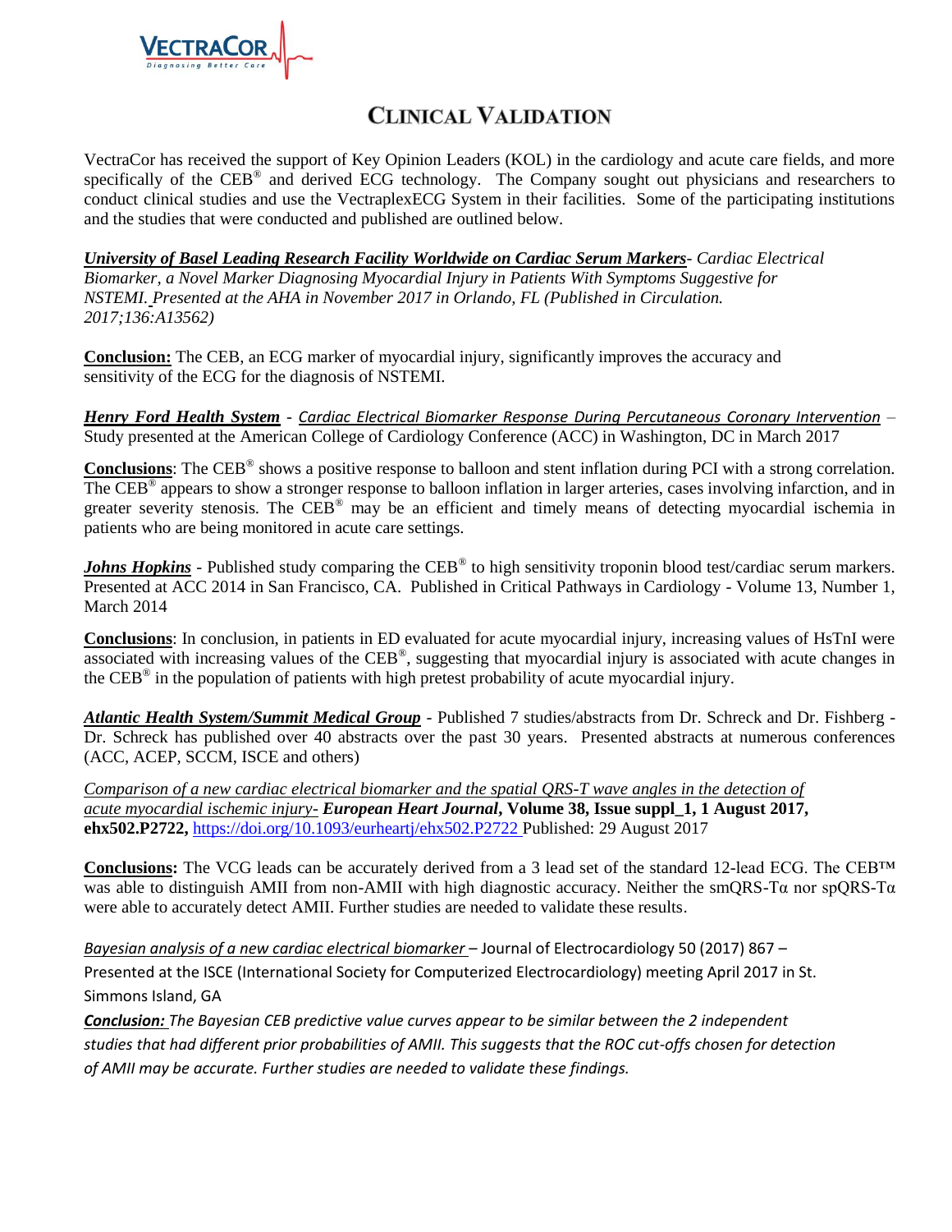# Clinical Validation

VectraCor has received the support of Key Opinion Leaders (KOL) in the cardiology and acute care fields, and more specifically of the CEB® and derived ECG technology. The Company sought out physicians and researchers to conduct clinical studies and use the VectraplexECG System in their facilities. Some of the participating institutions and the studies that were conducted and published are outlined below.

***University of Basel Leading Research Facility Worldwide on Cardiac Serum Markers**- Cardiac Electrical Biomarker, a Novel Marker Diagnosing Myocardial Injury in Patients With Symptoms Suggestive for NSTEMI. Presented at the AHA in November 2017 in Orlando, FL (Published in Circulation. 2017;136:A13562)*

**Conclusion:** The CEB, an ECG marker of myocardial injury, significantly improves the accuracy and sensitivity of the ECG for the diagnosis of NSTEMI.

***Henry Ford Health System*** - *Cardiac Electrical Biomarker Response During Percutaneous Coronary Intervention* – Study presented at the American College of Cardiology Conference (ACC) in Washington, DC in March 2017

**Conclusions**: The CEB® shows a positive response to balloon and stent inflation during PCI with a strong correlation. The CEB® appears to show a stronger response to balloon inflation in larger arteries, cases involving infarction, and in greater severity stenosis. The CEB® may be an efficient and timely means of detecting myocardial ischemia in patients who are being monitored in acute care settings.

***Johns Hopkins*** - Published study comparing the CEB® to high sensitivity troponin blood test/cardiac serum markers. Presented at ACC 2014 in San Francisco, CA. Published in Critical Pathways in Cardiology - Volume 13, Number 1, March 2014

**Conclusions**: In conclusion, in patients in ED evaluated for acute myocardial injury, increasing values of HsTnI were associated with increasing values of the CEB®, suggesting that myocardial injury is associated with acute changes in the CEB® in the population of patients with high pretest probability of acute myocardial injury.

***Atlantic Health System/Summit Medical Group*** - Published 7 studies/abstracts from Dr. Schreck and Dr. Fishberg - Dr. Schreck has published over 40 abstracts over the past 30 years. Presented abstracts at numerous conferences (ACC, ACEP, SCCM, ISCE and others)

*Comparison of a new cardiac electrical biomarker and the spatial QRS-T wave angles in the detection of acute myocardial ischemic injury*- ***European Heart Journal*, Volume 38, Issue suppl_1, 1 August 2017, ehx502.P2722,** https://doi.org/10.1093/eurheartj/ehx502.P2722 Published: 29 August 2017

**Conclusions:** The VCG leads can be accurately derived from a 3 lead set of the standard 12-lead ECG. The CEB™ was able to distinguish AMII from non-AMII with high diagnostic accuracy. Neither the smQRS-Tα nor spQRS-Tα were able to accurately detect AMII. Further studies are needed to validate these results.

*Bayesian analysis of a new cardiac electrical biomarker* – Journal of Electrocardiology 50 (2017) 867 – Presented at the ISCE (International Society for Computerized Electrocardiology) meeting April 2017 in St. Simmons Island, GA

***Conclusion:*** *The Bayesian CEB predictive value curves appear to be similar between the 2 independent studies that had different prior probabilities of AMII. This suggests that the ROC cut-offs chosen for detection of AMII may be accurate. Further studies are needed to validate these findings.*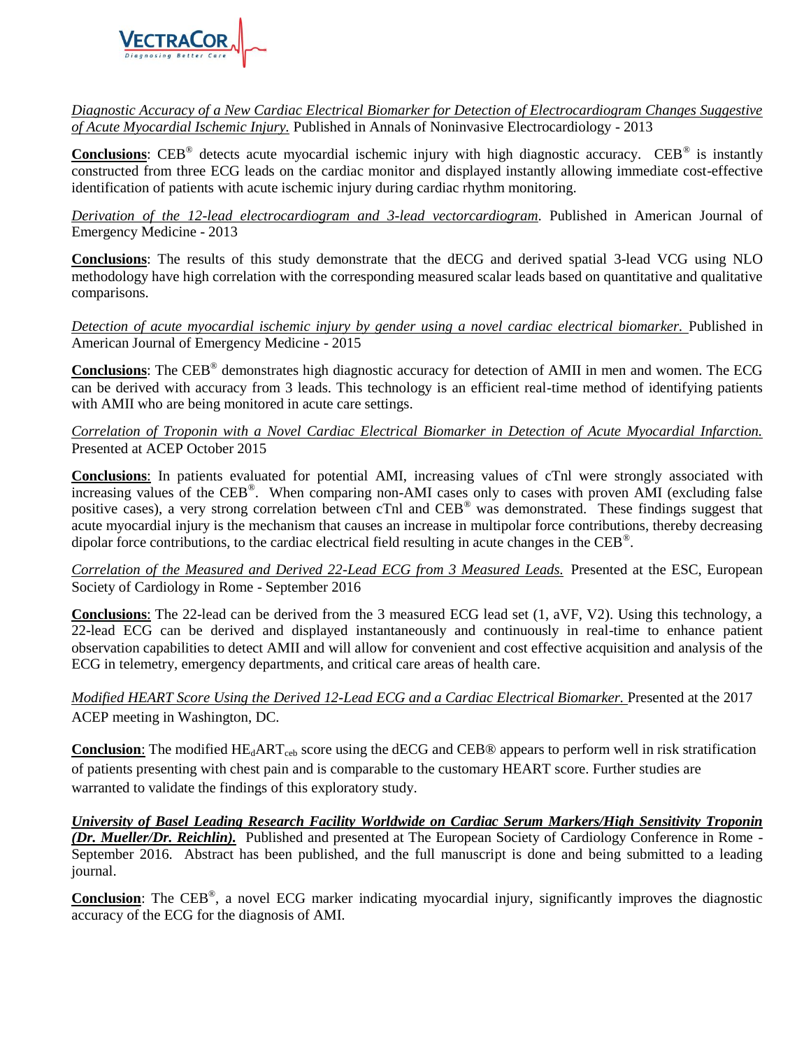*Diagnostic Accuracy of a New Cardiac Electrical Biomarker for Detection of Electrocardiogram Changes Suggestive of Acute Myocardial Ischemic Injury.* Published in Annals of Noninvasive Electrocardiology - 2013

**Conclusions**: CEB® detects acute myocardial ischemic injury with high diagnostic accuracy. CEB® is instantly constructed from three ECG leads on the cardiac monitor and displayed instantly allowing immediate cost-effective identification of patients with acute ischemic injury during cardiac rhythm monitoring.

*Derivation of the 12-lead electrocardiogram and 3-lead vectorcardiogram*. Published in American Journal of Emergency Medicine - 2013

**Conclusions**: The results of this study demonstrate that the dECG and derived spatial 3-lead VCG using NLO methodology have high correlation with the corresponding measured scalar leads based on quantitative and qualitative comparisons.

*Detection of acute myocardial ischemic injury by gender using a novel cardiac electrical biomarker.* Published in American Journal of Emergency Medicine - 2015

**Conclusions**: The CEB® demonstrates high diagnostic accuracy for detection of AMII in men and women. The ECG can be derived with accuracy from 3 leads. This technology is an efficient real-time method of identifying patients with AMII who are being monitored in acute care settings.

*Correlation of Troponin with a Novel Cardiac Electrical Biomarker in Detection of Acute Myocardial Infarction.* Presented at ACEP October 2015

**Conclusions**: In patients evaluated for potential AMI, increasing values of cTnl were strongly associated with increasing values of the CEB®. When comparing non-AMI cases only to cases with proven AMI (excluding false positive cases), a very strong correlation between cTnl and CEB® was demonstrated. These findings suggest that acute myocardial injury is the mechanism that causes an increase in multipolar force contributions, thereby decreasing dipolar force contributions, to the cardiac electrical field resulting in acute changes in the CEB®.

*Correlation of the Measured and Derived 22-Lead ECG from 3 Measured Leads.* Presented at the ESC, European Society of Cardiology in Rome - September 2016

**Conclusions**: The 22-lead can be derived from the 3 measured ECG lead set (1, aVF, V2). Using this technology, a 22-lead ECG can be derived and displayed instantaneously and continuously in real-time to enhance patient observation capabilities to detect AMII and will allow for convenient and cost effective acquisition and analysis of the ECG in telemetry, emergency departments, and critical care areas of health care.

*Modified HEART Score Using the Derived 12-Lead ECG and a Cardiac Electrical Biomarker.* Presented at the 2017 ACEP meeting in Washington, DC.

**Conclusion**: The modified $HE_dART_{ceb}$ score using the dECG and CEB® appears to perform well in risk stratification of patients presenting with chest pain and is comparable to the customary HEART score. Further studies are warranted to validate the findings of this exploratory study.

***University of Basel Leading Research Facility Worldwide on Cardiac Serum Markers/High Sensitivity Troponin (Dr. Mueller/Dr. Reichlin).*** Published and presented at The European Society of Cardiology Conference in Rome - September 2016. Abstract has been published, and the full manuscript is done and being submitted to a leading journal.

**Conclusion**: The CEB®, a novel ECG marker indicating myocardial injury, significantly improves the diagnostic accuracy of the ECG for the diagnosis of AMI.